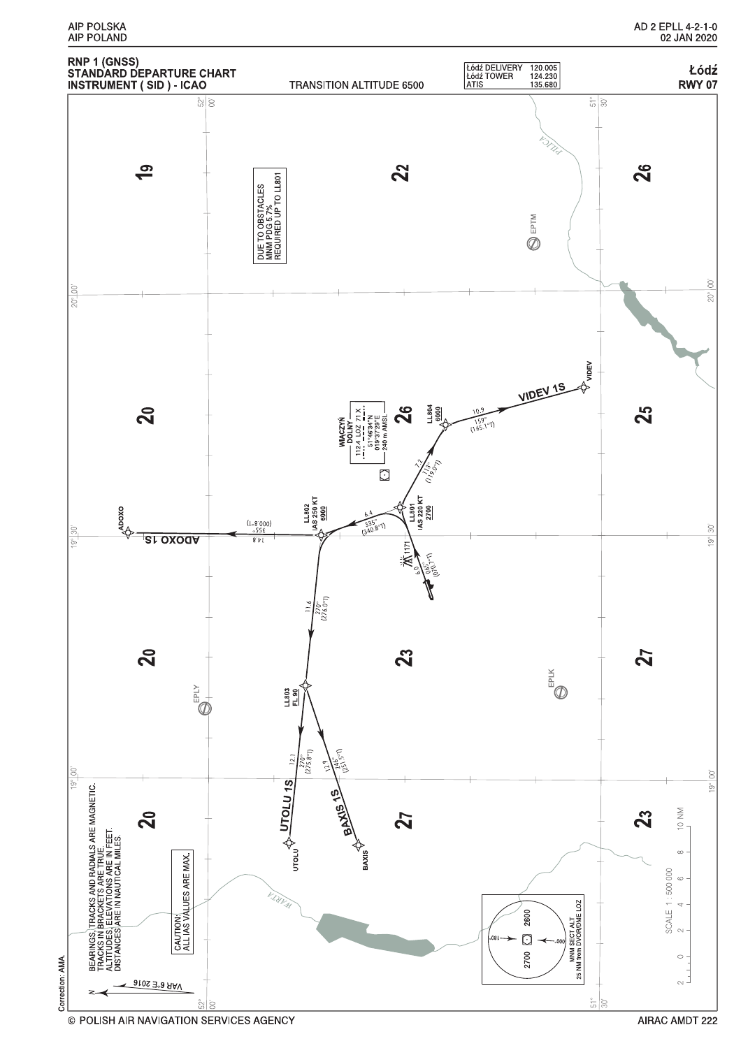# RNP 1 (GNSS) STANDARD DEPARTURE CHART INSTRUMENT (SID) - ICAO

**Łódź RWY 07**

TRANSITION ALTITUDE 6500

| | | |
|---|---|---|
| Łódź DELIVERY | 120.005 |
| Łódź TOWER | 124.230 |
| ATIS | 135.680 |

DUE TO OBSTACLES MNM PDG 5.7% REQUIRED UP TO LL801

WIACZYŃ DOLNY
112.4 LOZ 71 X
51°46'34"N
019°37'29"E
240 m AMSL

- LL801 IAS 220 KT 2700
- LL802 IAS 250 KT 6000
- LL803 FL 90
- LL804 6000

VIDEV 1S — VIDEV
ADOXO 1S — ADOXO
UTOLU 1S — UTOLU
BAXIS 1S — BAXIS

- 6.0 065° (070.1°T)
- 6.4 335° (340.8°T)
- 7.2 113° (119.0°T)
- 10.9 159° (165.1°T)
- 14.8 355° (000.8°T)
- 11.6 270° (276.0°T)
- 12.1 270° (275.8°T)
- 12.9 246° (251.5°T)

1171

EPTM, EPLK, EPLY

PILICA, WARTA

BEARINGS, TRACKS AND RADIALS ARE MAGNETIC.
TRACKS IN BRACKETS ARE TRUE.
ALTITUDES, ELEVATIONS ARE IN FEET.
DISTANCES ARE IN NAUTICAL MILES.

CAUTION: ALL IAS VALUES ARE MAX.

MNM SECT ALT 25 NM from DVOR/DME LOZ: 2700 (180°–000°), 2600 (000°–180°)

SCALE 1 : 500 000 (0–10 NM)

VAR 6°E 2016

Correction: AMA.

© POLISH AIR NAVIGATION SERVICES AGENCY

AIRAC AMDT 222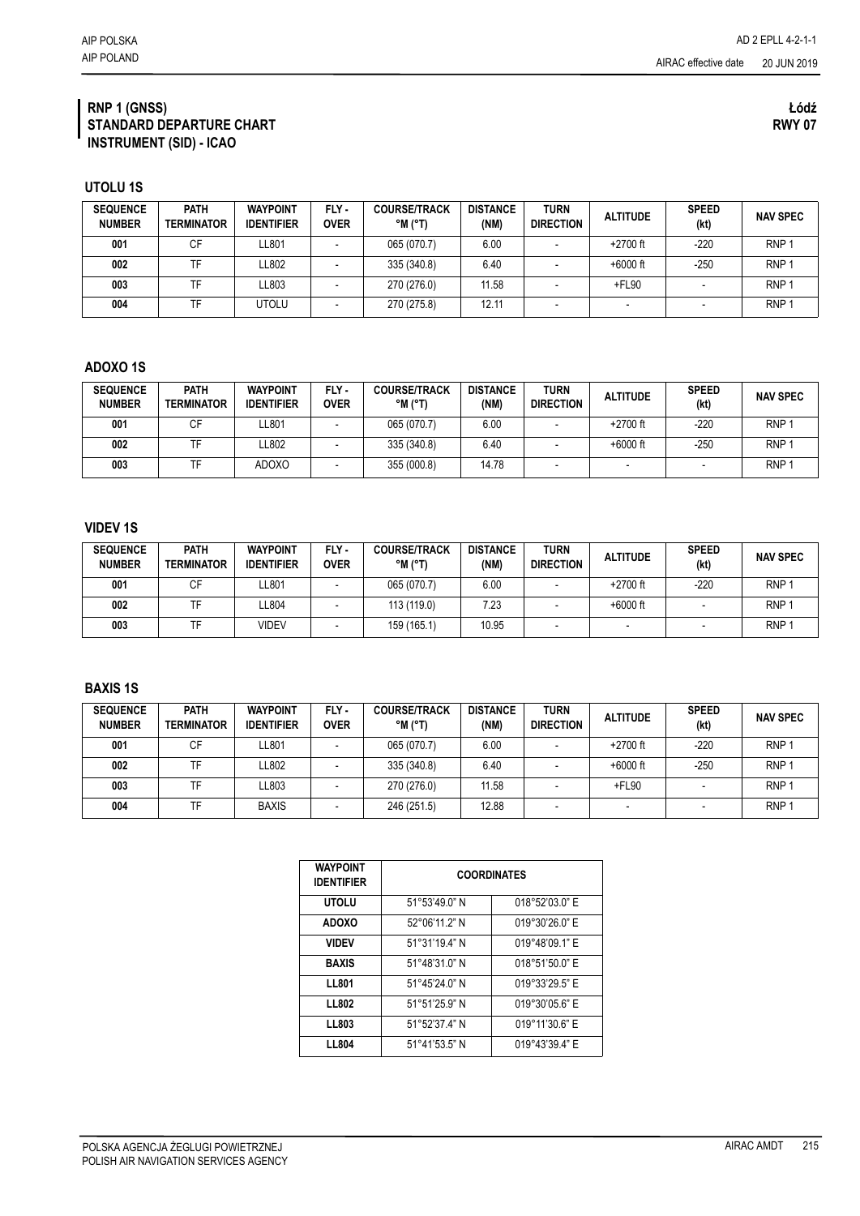**RNP 1 (GNSS)**
**STANDARD DEPARTURE CHART**
**INSTRUMENT (SID) - ICAO**

**Łódź**
**RWY 07**

### UTOLU 1S

| SEQUENCE NUMBER | PATH TERMINATOR | WAYPOINT IDENTIFIER | FLY - OVER | COURSE/TRACK °M (°T) | DISTANCE (NM) | TURN DIRECTION | ALTITUDE | SPEED (kt) | NAV SPEC |
|---|---|---|---|---|---|---|---|---|---|
| 001 | CF | LL801 | - | 065 (070.7) | 6.00 | - | +2700 ft | -220 | RNP 1 |
| 002 | TF | LL802 | - | 335 (340.8) | 6.40 | - | +6000 ft | -250 | RNP 1 |
| 003 | TF | LL803 | - | 270 (276.0) | 11.58 | - | +FL90 | - | RNP 1 |
| 004 | TF | UTOLU | - | 270 (275.8) | 12.11 | - | - | - | RNP 1 |

### ADOXO 1S

| SEQUENCE NUMBER | PATH TERMINATOR | WAYPOINT IDENTIFIER | FLY - OVER | COURSE/TRACK °M (°T) | DISTANCE (NM) | TURN DIRECTION | ALTITUDE | SPEED (kt) | NAV SPEC |
|---|---|---|---|---|---|---|---|---|---|
| 001 | CF | LL801 | - | 065 (070.7) | 6.00 | - | +2700 ft | -220 | RNP 1 |
| 002 | TF | LL802 | - | 335 (340.8) | 6.40 | - | +6000 ft | -250 | RNP 1 |
| 003 | TF | ADOXO | - | 355 (000.8) | 14.78 | - | - | - | RNP 1 |

### VIDEV 1S

| SEQUENCE NUMBER | PATH TERMINATOR | WAYPOINT IDENTIFIER | FLY - OVER | COURSE/TRACK °M (°T) | DISTANCE (NM) | TURN DIRECTION | ALTITUDE | SPEED (kt) | NAV SPEC |
|---|---|---|---|---|---|---|---|---|---|
| 001 | CF | LL801 | - | 065 (070.7) | 6.00 | - | +2700 ft | -220 | RNP 1 |
| 002 | TF | LL804 | - | 113 (119.0) | 7.23 | - | +6000 ft | - | RNP 1 |
| 003 | TF | VIDEV | - | 159 (165.1) | 10.95 | - | - | - | RNP 1 |

### BAXIS 1S

| SEQUENCE NUMBER | PATH TERMINATOR | WAYPOINT IDENTIFIER | FLY - OVER | COURSE/TRACK °M (°T) | DISTANCE (NM) | TURN DIRECTION | ALTITUDE | SPEED (kt) | NAV SPEC |
|---|---|---|---|---|---|---|---|---|---|
| 001 | CF | LL801 | - | 065 (070.7) | 6.00 | - | +2700 ft | -220 | RNP 1 |
| 002 | TF | LL802 | - | 335 (340.8) | 6.40 | - | +6000 ft | -250 | RNP 1 |
| 003 | TF | LL803 | - | 270 (276.0) | 11.58 | - | +FL90 | - | RNP 1 |
| 004 | TF | BAXIS | - | 246 (251.5) | 12.88 | - | - | - | RNP 1 |

| WAYPOINT IDENTIFIER | COORDINATES | |
|---|---|---|
| **UTOLU** | 51°53'49.0" N | 018°52'03.0" E |
| **ADOXO** | 52°06'11.2" N | 019°30'26.0" E |
| **VIDEV** | 51°31'19.4" N | 019°48'09.1" E |
| **BAXIS** | 51°48'31.0" N | 018°51'50.0" E |
| **LL801** | 51°45'24.0" N | 019°33'29.5" E |
| **LL802** | 51°51'25.9" N | 019°30'05.6" E |
| **LL803** | 51°52'37.4" N | 019°11'30.6" E |
| **LL804** | 51°41'53.5" N | 019°43'39.4" E |